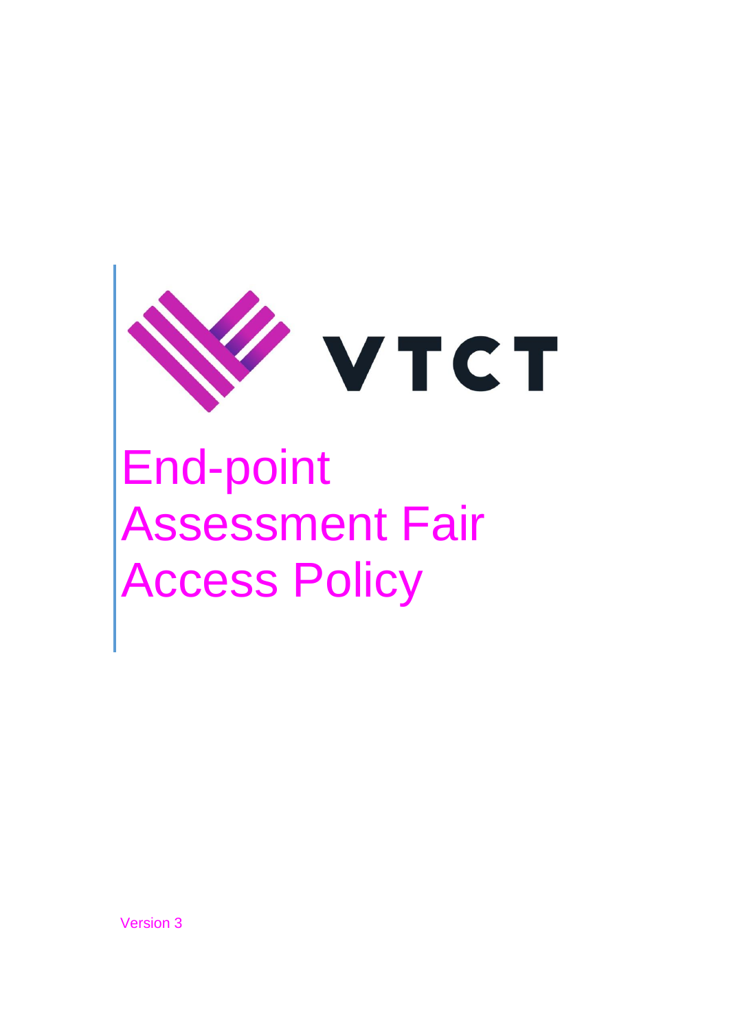VTCT

# End-point Assessment Fair Access Policy

Version 3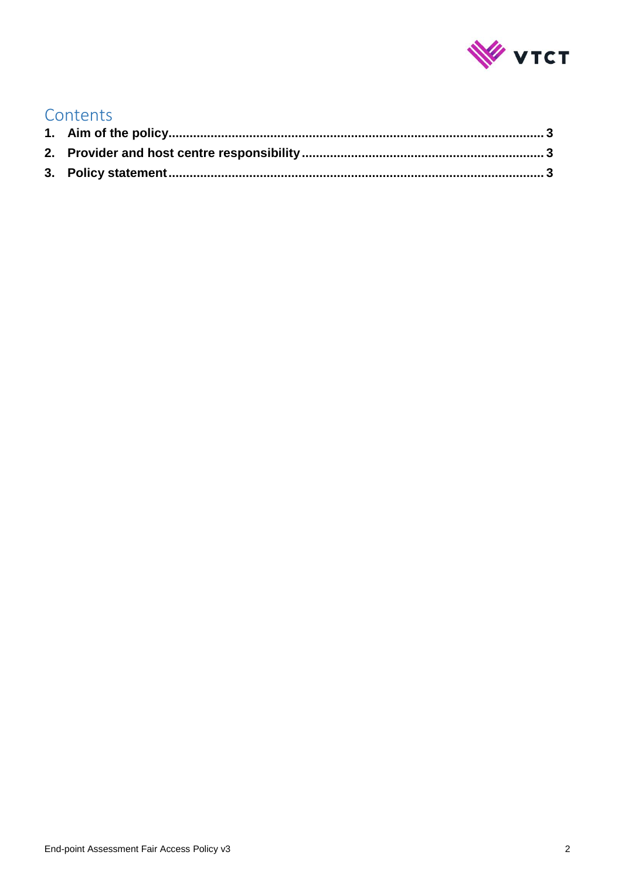# Contents

1. **Aim of the policy** ........................................................................................................ **3**
2. **Provider and host centre responsibility** .................................................................... **3**
3. **Policy statement** ........................................................................................................ **3**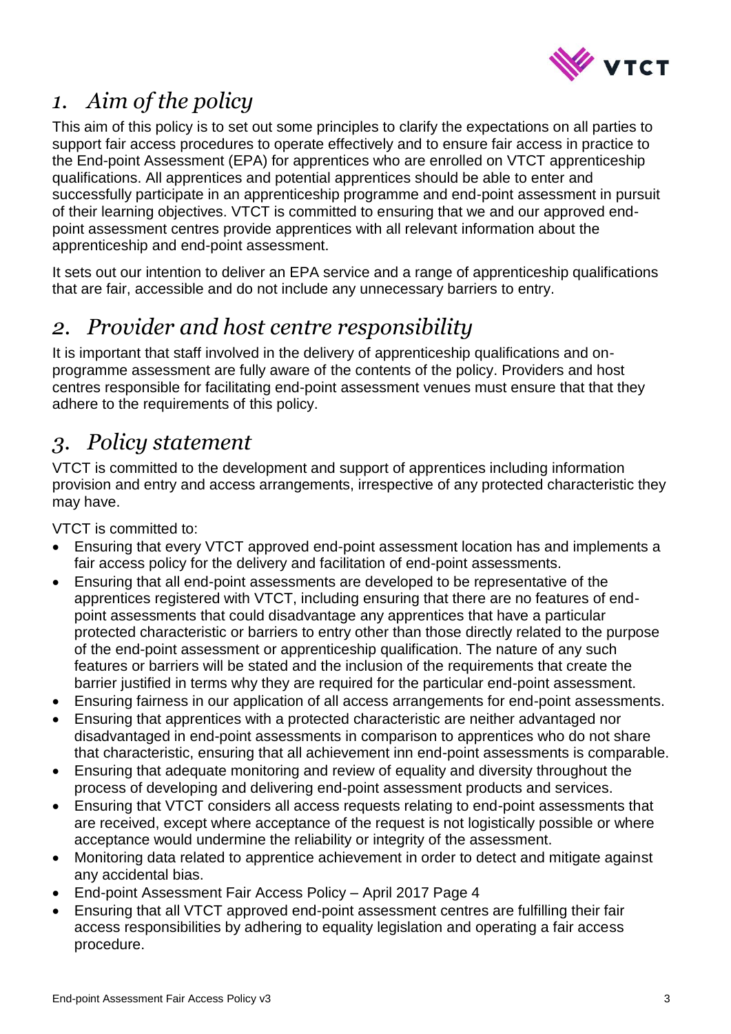## *1. Aim of the policy*

This aim of this policy is to set out some principles to clarify the expectations on all parties to support fair access procedures to operate effectively and to ensure fair access in practice to the End-point Assessment (EPA) for apprentices who are enrolled on VTCT apprenticeship qualifications. All apprentices and potential apprentices should be able to enter and successfully participate in an apprenticeship programme and end-point assessment in pursuit of their learning objectives. VTCT is committed to ensuring that we and our approved end-point assessment centres provide apprentices with all relevant information about the apprenticeship and end-point assessment.

It sets out our intention to deliver an EPA service and a range of apprenticeship qualifications that are fair, accessible and do not include any unnecessary barriers to entry.

## *2. Provider and host centre responsibility*

It is important that staff involved in the delivery of apprenticeship qualifications and on-programme assessment are fully aware of the contents of the policy. Providers and host centres responsible for facilitating end-point assessment venues must ensure that that they adhere to the requirements of this policy.

## *3. Policy statement*

VTCT is committed to the development and support of apprentices including information provision and entry and access arrangements, irrespective of any protected characteristic they may have.

VTCT is committed to:

- Ensuring that every VTCT approved end-point assessment location has and implements a fair access policy for the delivery and facilitation of end-point assessments.
- Ensuring that all end-point assessments are developed to be representative of the apprentices registered with VTCT, including ensuring that there are no features of end-point assessments that could disadvantage any apprentices that have a particular protected characteristic or barriers to entry other than those directly related to the purpose of the end-point assessment or apprenticeship qualification. The nature of any such features or barriers will be stated and the inclusion of the requirements that create the barrier justified in terms why they are required for the particular end-point assessment.
- Ensuring fairness in our application of all access arrangements for end-point assessments.
- Ensuring that apprentices with a protected characteristic are neither advantaged nor disadvantaged in end-point assessments in comparison to apprentices who do not share that characteristic, ensuring that all achievement inn end-point assessments is comparable.
- Ensuring that adequate monitoring and review of equality and diversity throughout the process of developing and delivering end-point assessment products and services.
- Ensuring that VTCT considers all access requests relating to end-point assessments that are received, except where acceptance of the request is not logistically possible or where acceptance would undermine the reliability or integrity of the assessment.
- Monitoring data related to apprentice achievement in order to detect and mitigate against any accidental bias.
- End-point Assessment Fair Access Policy – April 2017 Page 4
- Ensuring that all VTCT approved end-point assessment centres are fulfilling their fair access responsibilities by adhering to equality legislation and operating a fair access procedure.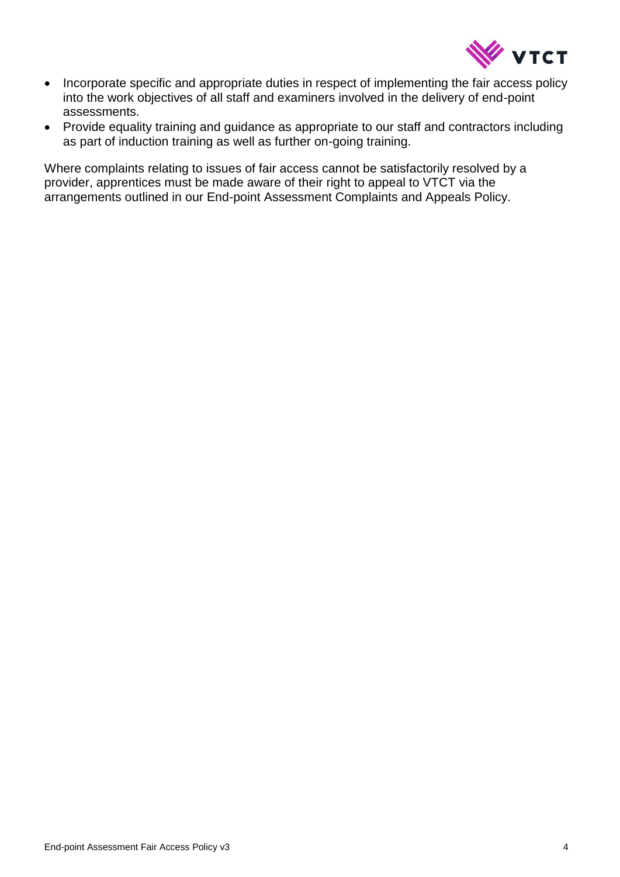- Incorporate specific and appropriate duties in respect of implementing the fair access policy into the work objectives of all staff and examiners involved in the delivery of end-point assessments.
- Provide equality training and guidance as appropriate to our staff and contractors including as part of induction training as well as further on-going training.

Where complaints relating to issues of fair access cannot be satisfactorily resolved by a provider, apprentices must be made aware of their right to appeal to VTCT via the arrangements outlined in our End-point Assessment Complaints and Appeals Policy.